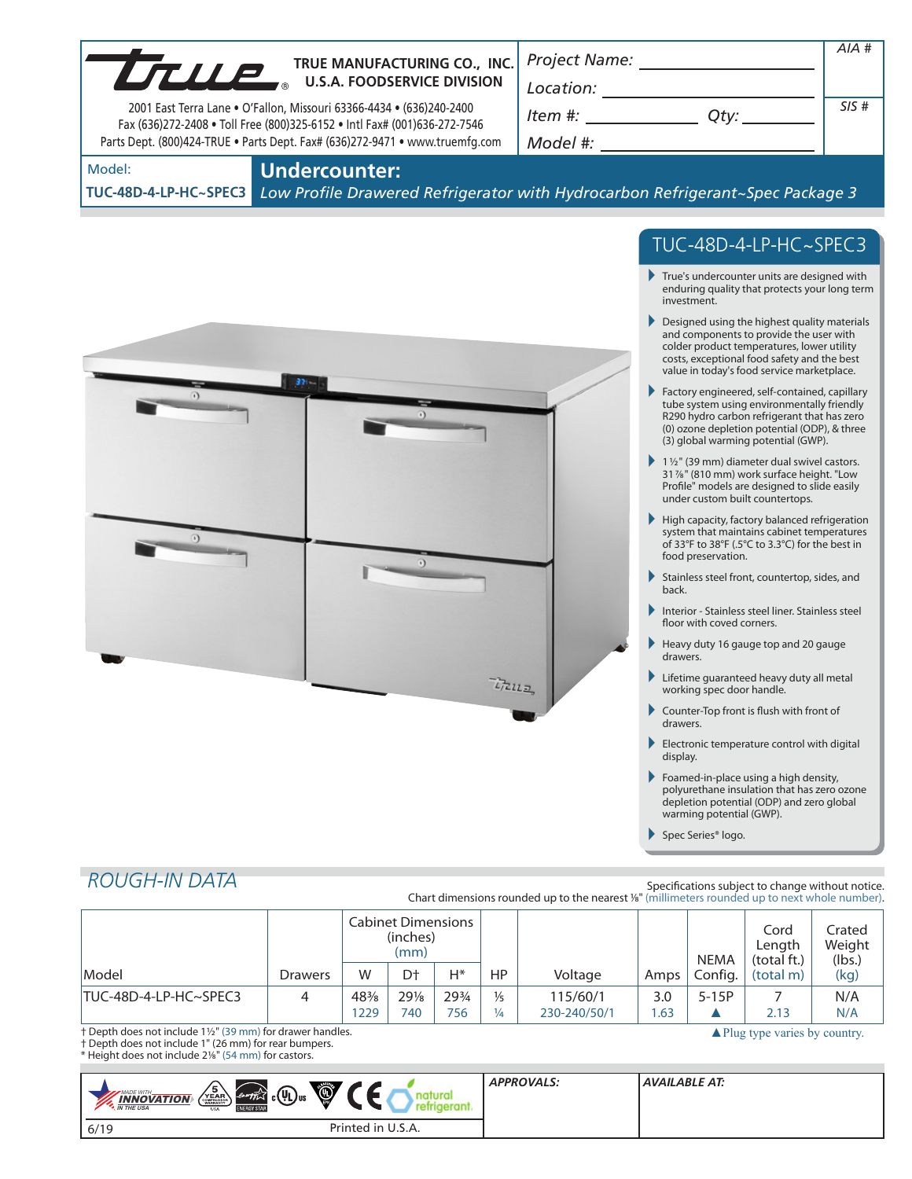**TRUE MANUFACTURING CO., INC.**
**U.S.A. FOODSERVICE DIVISION**

2001 East Terra Lane • O'Fallon, Missouri 63366-4434 • (636)240-2400
Fax (636)272-2408 • Toll Free (800)325-6152 • Intl Fax# (001)636-272-7546
Parts Dept. (800)424-TRUE • Parts Dept. Fax# (636)272-9471 • www.truemfg.com

Project Name: ______________________ AIA #

Location: ______________________

Item #: ____________ Qty: ________ SIS #

Model #: ______________________

Model: **TUC-48D-4-LP-HC~SPEC3**

# Undercounter:

*Low Profile Drawered Refrigerator with Hydrocarbon Refrigerant~Spec Package 3*

## TUC-48D-4-LP-HC~SPEC3

- True's undercounter units are designed with enduring quality that protects your long term investment.
- Designed using the highest quality materials and components to provide the user with colder product temperatures, lower utility costs, exceptional food safety and the best value in today's food service marketplace.
- Factory engineered, self-contained, capillary tube system using environmentally friendly R290 hydro carbon refrigerant that has zero (0) ozone depletion potential (ODP), & three (3) global warming potential (GWP).
- 1 ½" (39 mm) diameter dual swivel castors. 31 ⅞" (810 mm) work surface height. "Low Profile" models are designed to slide easily under custom built countertops.
- High capacity, factory balanced refrigeration system that maintains cabinet temperatures of 33°F to 38°F (.5°C to 3.3°C) for the best in food preservation.
- Stainless steel front, countertop, sides, and back.
- Interior - Stainless steel liner. Stainless steel floor with coved corners.
- Heavy duty 16 gauge top and 20 gauge drawers.
- Lifetime guaranteed heavy duty all metal working spec door handle.
- Counter-Top front is flush with front of drawers.
- Electronic temperature control with digital display.
- Foamed-in-place using a high density, polyurethane insulation that has zero ozone depletion potential (ODP) and zero global warming potential (GWP).
- Spec Series® logo.

## ROUGH-IN DATA

Specifications subject to change without notice.
Chart dimensions rounded up to the nearest ⅛" (millimeters rounded up to next whole number).

| Model | Drawers | Cabinet Dimensions (inches) (mm) | | | HP | Voltage | Amps | NEMA Config. | Cord Length (total ft.) (total m) | Crated Weight (lbs.) (kg) |
|---|---|---|---|---|---|---|---|---|---|---|
| | | W | D† | H* | | | | | | |
| TUC-48D-4-LP-HC~SPEC3 | 4 | 48⅜ | 29⅛ | 29¾ | ⅓ | 115/60/1 | 3.0 | 5-15P | 7 | N/A |
| | | 1229 | 740 | 756 | ¼ | 230-240/50/1 | 1.63 | ▲ | 2.13 | N/A |

† Depth does not include 1½" (39 mm) for drawer handles.
† Depth does not include 1" (26 mm) for rear bumpers.
\* Height does not include 2⅛" (54 mm) for castors.

▲Plug type varies by country.

APPROVALS:

AVAILABLE AT:

6/19 Printed in U.S.A.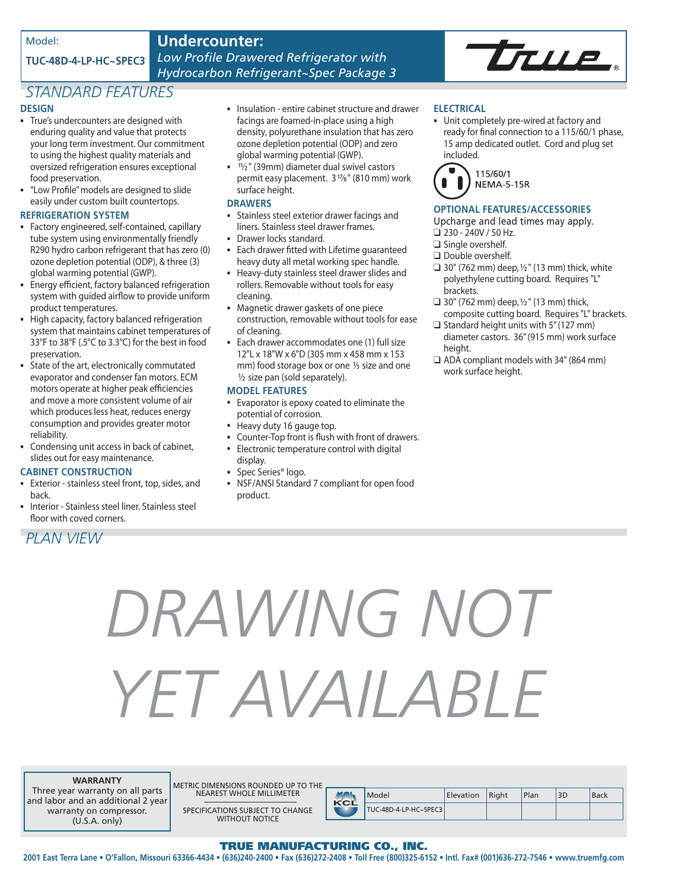Model:

**TUC-48D-4-LP-HC~SPEC3**

# Undercounter:

*Low Profile Drawered Refrigerator with Hydrocarbon Refrigerant~Spec Package 3*

## STANDARD FEATURES

### DESIGN

- True's undercounters are designed with enduring quality and value that protects your long term investment. Our commitment to using the highest quality materials and oversized refrigeration ensures exceptional food preservation.
- "Low Profile" models are designed to slide easily under custom built countertops.

### REFRIGERATION SYSTEM

- Factory engineered, self-contained, capillary tube system using environmentally friendly R290 hydro carbon refrigerant that has zero (0) ozone depletion potential (ODP), & three (3) global warming potential (GWP).
- Energy efficient, factory balanced refrigeration system with guided airflow to provide uniform product temperatures.
- High capacity, factory balanced refrigeration system that maintains cabinet temperatures of 33°F to 38°F (.5°C to 3.3°C) for the best in food preservation.
- State of the art, electronically commutated evaporator and condenser fan motors. ECM motors operate at higher peak efficiencies and move a more consistent volume of air which produces less heat, reduces energy consumption and provides greater motor reliability.
- Condensing unit access in back of cabinet, slides out for easy maintenance.

### CABINET CONSTRUCTION

- Exterior - stainless steel front, top, sides, and back.
- Interior - Stainless steel liner. Stainless steel floor with coved corners.
- Insulation - entire cabinet structure and drawer facings are foamed-in-place using a high density, polyurethane insulation that has zero ozone depletion potential (ODP) and zero global warming potential (GWP).
- 1½" (39mm) diameter dual swivel castors permit easy placement. 31⅞" (810 mm) work surface height.

### DRAWERS

- Stainless steel exterior drawer facings and liners. Stainless steel drawer frames.
- Drawer locks standard.
- Each drawer fitted with Lifetime guaranteed heavy duty all metal working spec handle.
- Heavy-duty stainless steel drawer slides and rollers. Removable without tools for easy cleaning.
- Magnetic drawer gaskets of one piece construction, removable without tools for ease of cleaning.
- Each drawer accommodates one (1) full size 12"L x 18"W x 6"D (305 mm x 458 mm x 153 mm) food storage box or one ⅓ size and one ½ size pan (sold separately).

### MODEL FEATURES

- Evaporator is epoxy coated to eliminate the potential of corrosion.
- Heavy duty 16 gauge top.
- Counter-Top front is flush with front of drawers.
- Electronic temperature control with digital display.
- Spec Series® logo.
- NSF/ANSI Standard 7 compliant for open food product.

### ELECTRICAL

- Unit completely pre-wired at factory and ready for final connection to a 115/60/1 phase, 15 amp dedicated outlet. Cord and plug set included.

115/60/1
NEMA-5-15R

### OPTIONAL FEATURES/ACCESSORIES

Upcharge and lead times may apply.

- ❑ 230 - 240V / 50 Hz.
- ❑ Single overshelf.
- ❑ Double overshelf.
- ❑ 30" (762 mm) deep, ½" (13 mm) thick, white polyethylene cutting board. Requires "L" brackets.
- ❑ 30" (762 mm) deep, ½" (13 mm) thick, composite cutting board. Requires "L" brackets.
- ❑ Standard height units with 5" (127 mm) diameter castors. 36" (915 mm) work surface height.
- ❑ ADA compliant models with 34" (864 mm) work surface height.

## PLAN VIEW

DRAWING NOT YET AVAILABLE

**WARRANTY**
Three year warranty on all parts and labor and an additional 2 year warranty on compressor.
(U.S.A. only)

METRIC DIMENSIONS ROUNDED UP TO THE NEAREST WHOLE MILLIMETER

SPECIFICATIONS SUBJECT TO CHANGE WITHOUT NOTICE

| Model | Elevation | Right | Plan | 3D | Back |
|---|---|---|---|---|---|
| TUC-48D-4-LP-HC~SPEC3 | | | | | |

**TRUE MANUFACTURING CO., INC.**

2001 East Terra Lane • O'Fallon, Missouri 63366-4434 • (636)240-2400 • Fax (636)272-2408 • Toll Free (800)325-6152 • Intl. Fax# (001)636-272-7546 • www.truemfg.com